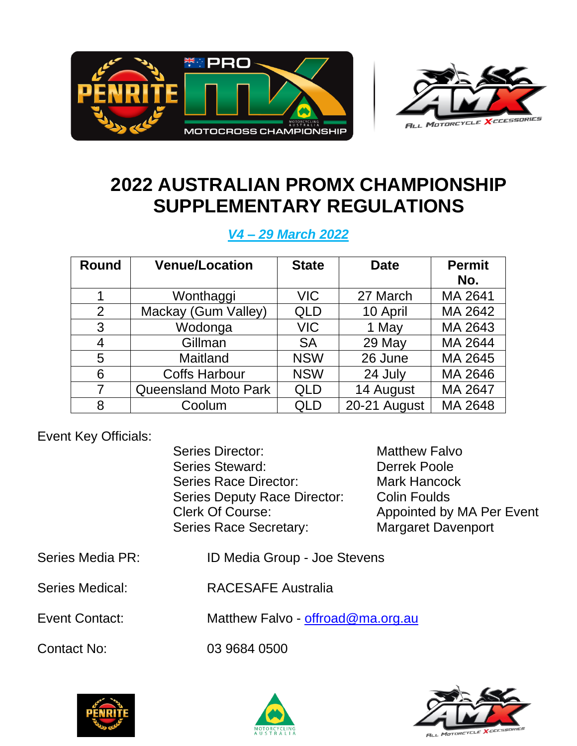# 2022 AUSTRALIAN PROMX CHAMPIONSHIP SUPPLEMENTARY REGULATIONS

***V4 – 29 March 2022***

| Round | Venue/Location | State | Date | Permit No. |
|---|---|---|---|---|
| 1 | Wonthaggi | VIC | 27 March | MA 2641 |
| 2 | Mackay (Gum Valley) | QLD | 10 April | MA 2642 |
| 3 | Wodonga | VIC | 1 May | MA 2643 |
| 4 | Gillman | SA | 29 May | MA 2644 |
| 5 | Maitland | NSW | 26 June | MA 2645 |
| 6 | Coffs Harbour | NSW | 24 July | MA 2646 |
| 7 | Queensland Moto Park | QLD | 14 August | MA 2647 |
| 8 | Coolum | QLD | 20-21 August | MA 2648 |

Event Key Officials:

| | |
|---|---|
| Series Director: | Matthew Falvo |
| Series Steward: | Derrek Poole |
| Series Race Director: | Mark Hancock |
| Series Deputy Race Director: | Colin Foulds |
| Clerk Of Course: | Appointed by MA Per Event |
| Series Race Secretary: | Margaret Davenport |

Series Media PR: ID Media Group - Joe Stevens

Series Medical: RACESAFE Australia

Event Contact: Matthew Falvo - offroad@ma.org.au

Contact No: 03 9684 0500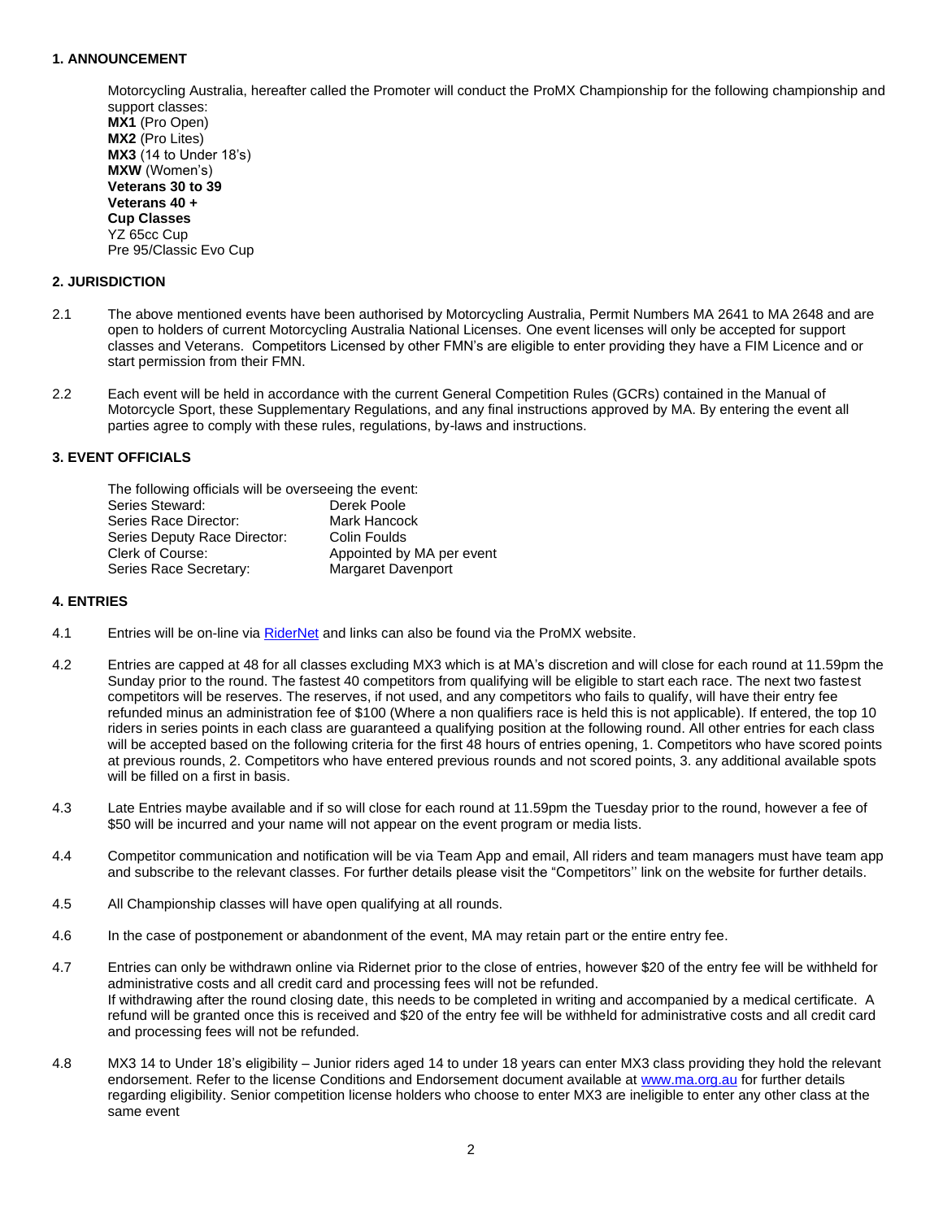## 1. ANNOUNCEMENT

Motorcycling Australia, hereafter called the Promoter will conduct the ProMX Championship for the following championship and support classes:
**MX1** (Pro Open)
**MX2** (Pro Lites)
**MX3** (14 to Under 18's)
**MXW** (Women's)
**Veterans 30 to 39**
**Veterans 40 +**
**Cup Classes**
YZ 65cc Cup
Pre 95/Classic Evo Cup

## 2. JURISDICTION

2.1 The above mentioned events have been authorised by Motorcycling Australia, Permit Numbers MA 2641 to MA 2648 and are open to holders of current Motorcycling Australia National Licenses. One event licenses will only be accepted for support classes and Veterans. Competitors Licensed by other FMN's are eligible to enter providing they have a FIM Licence and or start permission from their FMN.

2.2 Each event will be held in accordance with the current General Competition Rules (GCRs) contained in the Manual of Motorcycle Sport, these Supplementary Regulations, and any final instructions approved by MA. By entering the event all parties agree to comply with these rules, regulations, by-laws and instructions.

## 3. EVENT OFFICIALS

The following officials will be overseeing the event:

| | |
|---|---|
| Series Steward: | Derek Poole |
| Series Race Director: | Mark Hancock |
| Series Deputy Race Director: | Colin Foulds |
| Clerk of Course: | Appointed by MA per event |
| Series Race Secretary: | Margaret Davenport |

## 4. ENTRIES

4.1 Entries will be on-line via RiderNet and links can also be found via the ProMX website.

4.2 Entries are capped at 48 for all classes excluding MX3 which is at MA's discretion and will close for each round at 11.59pm the Sunday prior to the round. The fastest 40 competitors from qualifying will be eligible to start each race. The next two fastest competitors will be reserves. The reserves, if not used, and any competitors who fails to qualify, will have their entry fee refunded minus an administration fee of $100 (Where a non qualifiers race is held this is not applicable). If entered, the top 10 riders in series points in each class are guaranteed a qualifying position at the following round. All other entries for each class will be accepted based on the following criteria for the first 48 hours of entries opening, 1. Competitors who have scored points at previous rounds, 2. Competitors who have entered previous rounds and not scored points, 3. any additional available spots will be filled on a first in basis.

4.3 Late Entries maybe available and if so will close for each round at 11.59pm the Tuesday prior to the round, however a fee of $50 will be incurred and your name will not appear on the event program or media lists.

4.4 Competitor communication and notification will be via Team App and email, All riders and team managers must have team app and subscribe to the relevant classes. For further details please visit the "Competitors'' link on the website for further details.

4.5 All Championship classes will have open qualifying at all rounds.

4.6 In the case of postponement or abandonment of the event, MA may retain part or the entire entry fee.

4.7 Entries can only be withdrawn online via Ridernet prior to the close of entries, however $20 of the entry fee will be withheld for administrative costs and all credit card and processing fees will not be refunded.
If withdrawing after the round closing date, this needs to be completed in writing and accompanied by a medical certificate. A refund will be granted once this is received and $20 of the entry fee will be withheld for administrative costs and all credit card and processing fees will not be refunded.

4.8 MX3 14 to Under 18's eligibility – Junior riders aged 14 to under 18 years can enter MX3 class providing they hold the relevant endorsement. Refer to the license Conditions and Endorsement document available at www.ma.org.au for further details regarding eligibility. Senior competition license holders who choose to enter MX3 are ineligible to enter any other class at the same event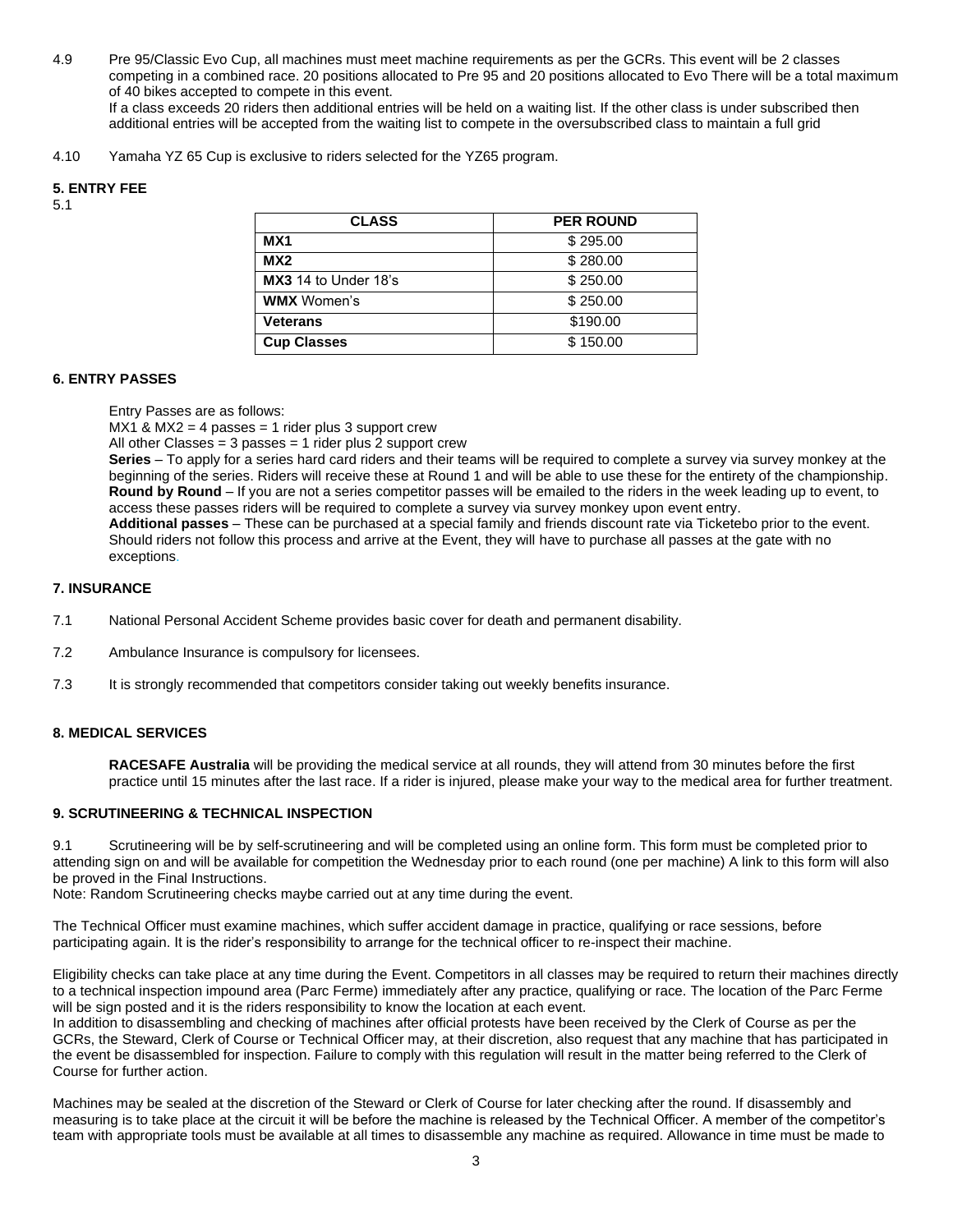4.9 Pre 95/Classic Evo Cup, all machines must meet machine requirements as per the GCRs. This event will be 2 classes competing in a combined race. 20 positions allocated to Pre 95 and 20 positions allocated to Evo There will be a total maximum of 40 bikes accepted to compete in this event.
If a class exceeds 20 riders then additional entries will be held on a waiting list. If the other class is under subscribed then additional entries will be accepted from the waiting list to compete in the oversubscribed class to maintain a full grid

4.10 Yamaha YZ 65 Cup is exclusive to riders selected for the YZ65 program.

## 5. ENTRY FEE

5.1

| CLASS | PER ROUND |
|---|---|
| **MX1** | $ 295.00 |
| **MX2** | $ 280.00 |
| **MX3** 14 to Under 18's | $ 250.00 |
| **WMX** Women's | $ 250.00 |
| **Veterans** | $190.00 |
| **Cup Classes** | $ 150.00 |

## 6. ENTRY PASSES

Entry Passes are as follows:
MX1 & MX2 = 4 passes = 1 rider plus 3 support crew
All other Classes = 3 passes = 1 rider plus 2 support crew
**Series** – To apply for a series hard card riders and their teams will be required to complete a survey via survey monkey at the beginning of the series. Riders will receive these at Round 1 and will be able to use these for the entirety of the championship.
**Round by Round** – If you are not a series competitor passes will be emailed to the riders in the week leading up to event, to access these passes riders will be required to complete a survey via survey monkey upon event entry.
**Additional passes** – These can be purchased at a special family and friends discount rate via Ticketebo prior to the event. Should riders not follow this process and arrive at the Event, they will have to purchase all passes at the gate with no exceptions.

## 7. INSURANCE

7.1 National Personal Accident Scheme provides basic cover for death and permanent disability.

7.2 Ambulance Insurance is compulsory for licensees.

7.3 It is strongly recommended that competitors consider taking out weekly benefits insurance.

## 8. MEDICAL SERVICES

**RACESAFE Australia** will be providing the medical service at all rounds, they will attend from 30 minutes before the first practice until 15 minutes after the last race. If a rider is injured, please make your way to the medical area for further treatment.

## 9. SCRUTINEERING & TECHNICAL INSPECTION

9.1 Scrutineering will be by self-scrutineering and will be completed using an online form. This form must be completed prior to attending sign on and will be available for competition the Wednesday prior to each round (one per machine) A link to this form will also be proved in the Final Instructions.
Note: Random Scrutineering checks maybe carried out at any time during the event.

The Technical Officer must examine machines, which suffer accident damage in practice, qualifying or race sessions, before participating again. It is the rider's responsibility to arrange for the technical officer to re-inspect their machine.

Eligibility checks can take place at any time during the Event. Competitors in all classes may be required to return their machines directly to a technical inspection impound area (Parc Ferme) immediately after any practice, qualifying or race. The location of the Parc Ferme will be sign posted and it is the riders responsibility to know the location at each event.
In addition to disassembling and checking of machines after official protests have been received by the Clerk of Course as per the GCRs, the Steward, Clerk of Course or Technical Officer may, at their discretion, also request that any machine that has participated in the event be disassembled for inspection. Failure to comply with this regulation will result in the matter being referred to the Clerk of Course for further action.

Machines may be sealed at the discretion of the Steward or Clerk of Course for later checking after the round. If disassembly and measuring is to take place at the circuit it will be before the machine is released by the Technical Officer. A member of the competitor's team with appropriate tools must be available at all times to disassemble any machine as required. Allowance in time must be made to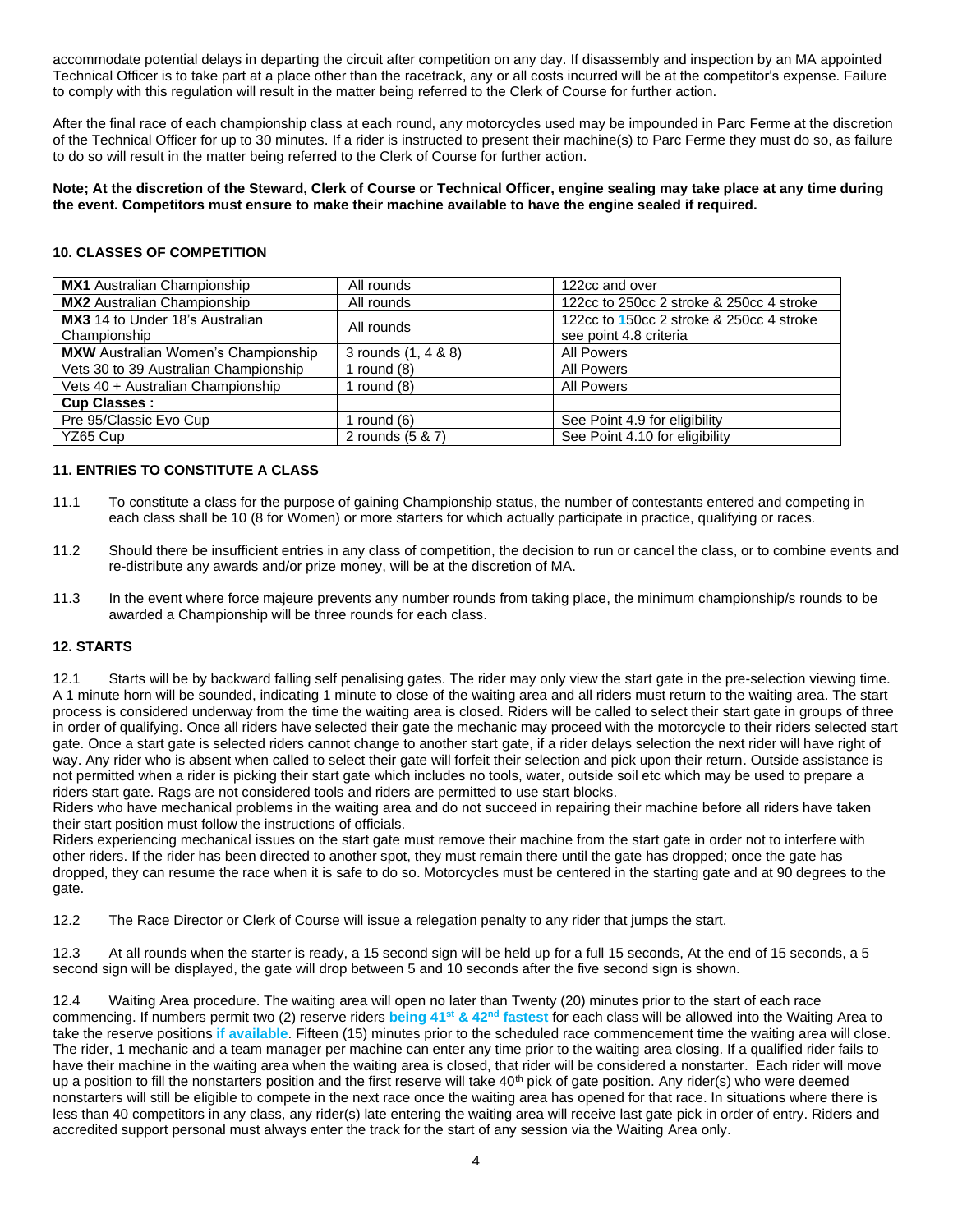accommodate potential delays in departing the circuit after competition on any day. If disassembly and inspection by an MA appointed Technical Officer is to take part at a place other than the racetrack, any or all costs incurred will be at the competitor's expense. Failure to comply with this regulation will result in the matter being referred to the Clerk of Course for further action.

After the final race of each championship class at each round, any motorcycles used may be impounded in Parc Ferme at the discretion of the Technical Officer for up to 30 minutes. If a rider is instructed to present their machine(s) to Parc Ferme they must do so, as failure to do so will result in the matter being referred to the Clerk of Course for further action.

**Note; At the discretion of the Steward, Clerk of Course or Technical Officer, engine sealing may take place at any time during the event. Competitors must ensure to make their machine available to have the engine sealed if required.**

## 10. CLASSES OF COMPETITION

| | | |
|---|---|---|
| **MX1** Australian Championship | All rounds | 122cc and over |
| **MX2** Australian Championship | All rounds | 122cc to 250cc 2 stroke & 250cc 4 stroke |
| **MX3** 14 to Under 18's Australian Championship | All rounds | 122cc to 150cc 2 stroke & 250cc 4 stroke see point 4.8 criteria |
| **MXW** Australian Women's Championship | 3 rounds (1, 4 & 8) | All Powers |
| Vets 30 to 39 Australian Championship | 1 round (8) | All Powers |
| Vets 40 + Australian Championship | 1 round (8) | All Powers |
| **Cup Classes :** | | |
| Pre 95/Classic Evo Cup | 1 round (6) | See Point 4.9 for eligibility |
| YZ65 Cup | 2 rounds (5 & 7) | See Point 4.10 for eligibility |

## 11. ENTRIES TO CONSTITUTE A CLASS

11.1 To constitute a class for the purpose of gaining Championship status, the number of contestants entered and competing in each class shall be 10 (8 for Women) or more starters for which actually participate in practice, qualifying or races.

11.2 Should there be insufficient entries in any class of competition, the decision to run or cancel the class, or to combine events and re-distribute any awards and/or prize money, will be at the discretion of MA.

11.3 In the event where force majeure prevents any number rounds from taking place, the minimum championship/s rounds to be awarded a Championship will be three rounds for each class.

## 12. STARTS

12.1 Starts will be by backward falling self penalising gates. The rider may only view the start gate in the pre-selection viewing time. A 1 minute horn will be sounded, indicating 1 minute to close of the waiting area and all riders must return to the waiting area. The start process is considered underway from the time the waiting area is closed. Riders will be called to select their start gate in groups of three in order of qualifying. Once all riders have selected their gate the mechanic may proceed with the motorcycle to their riders selected start gate. Once a start gate is selected riders cannot change to another start gate, if a rider delays selection the next rider will have right of way. Any rider who is absent when called to select their gate will forfeit their selection and pick upon their return. Outside assistance is not permitted when a rider is picking their start gate which includes no tools, water, outside soil etc which may be used to prepare a riders start gate. Rags are not considered tools and riders are permitted to use start blocks.
Riders who have mechanical problems in the waiting area and do not succeed in repairing their machine before all riders have taken their start position must follow the instructions of officials.
Riders experiencing mechanical issues on the start gate must remove their machine from the start gate in order not to interfere with other riders. If the rider has been directed to another spot, they must remain there until the gate has dropped; once the gate has dropped, they can resume the race when it is safe to do so. Motorcycles must be centered in the starting gate and at 90 degrees to the gate.

12.2 The Race Director or Clerk of Course will issue a relegation penalty to any rider that jumps the start.

12.3 At all rounds when the starter is ready, a 15 second sign will be held up for a full 15 seconds, At the end of 15 seconds, a 5 second sign will be displayed, the gate will drop between 5 and 10 seconds after the five second sign is shown.

12.4 Waiting Area procedure. The waiting area will open no later than Twenty (20) minutes prior to the start of each race commencing. If numbers permit two (2) reserve riders **being 41st & 42nd fastest** for each class will be allowed into the Waiting Area to take the reserve positions **if available**. Fifteen (15) minutes prior to the scheduled race commencement time the waiting area will close. The rider, 1 mechanic and a team manager per machine can enter any time prior to the waiting area closing. If a qualified rider fails to have their machine in the waiting area when the waiting area is closed, that rider will be considered a nonstarter. Each rider will move up a position to fill the nonstarters position and the first reserve will take 40th pick of gate position. Any rider(s) who were deemed nonstarters will still be eligible to compete in the next race once the waiting area has opened for that race. In situations where there is less than 40 competitors in any class, any rider(s) late entering the waiting area will receive last gate pick in order of entry. Riders and accredited support personal must always enter the track for the start of any session via the Waiting Area only.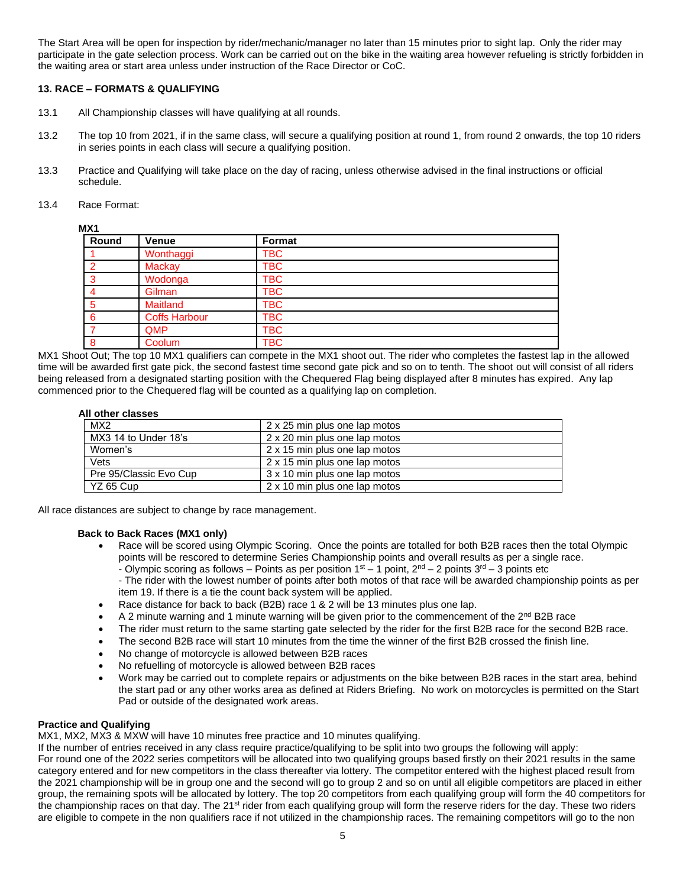The Start Area will be open for inspection by rider/mechanic/manager no later than 15 minutes prior to sight lap. Only the rider may participate in the gate selection process. Work can be carried out on the bike in the waiting area however refueling is strictly forbidden in the waiting area or start area unless under instruction of the Race Director or CoC.

## 13. RACE – FORMATS & QUALIFYING

13.1 All Championship classes will have qualifying at all rounds.

13.2 The top 10 from 2021, if in the same class, will secure a qualifying position at round 1, from round 2 onwards, the top 10 riders in series points in each class will secure a qualifying position.

13.3 Practice and Qualifying will take place on the day of racing, unless otherwise advised in the final instructions or official schedule.

13.4 Race Format:

**MX1**

| Round | Venue | Format |
|---|---|---|
| 1 | Wonthaggi | TBC |
| 2 | Mackay | TBC |
| 3 | Wodonga | TBC |
| 4 | Gilman | TBC |
| 5 | Maitland | TBC |
| 6 | Coffs Harbour | TBC |
| 7 | QMP | TBC |
| 8 | Coolum | TBC |

MX1 Shoot Out; The top 10 MX1 qualifiers can compete in the MX1 shoot out. The rider who completes the fastest lap in the allowed time will be awarded first gate pick, the second fastest time second gate pick and so on to tenth. The shoot out will consist of all riders being released from a designated starting position with the Chequered Flag being displayed after 8 minutes has expired. Any lap commenced prior to the Chequered flag will be counted as a qualifying lap on completion.

**All other classes**

| Class | Format |
|---|---|
| MX2 | 2 x 25 min plus one lap motos |
| MX3 14 to Under 18's | 2 x 20 min plus one lap motos |
| Women's | 2 x 15 min plus one lap motos |
| Vets | 2 x 15 min plus one lap motos |
| Pre 95/Classic Evo Cup | 3 x 10 min plus one lap motos |
| YZ 65 Cup | 2 x 10 min plus one lap motos |

All race distances are subject to change by race management.

**Back to Back Races (MX1 only)**

- Race will be scored using Olympic Scoring. Once the points are totalled for both B2B races then the total Olympic points will be rescored to determine Series Championship points and overall results as per a single race.
  - Olympic scoring as follows – Points as per position 1st – 1 point, 2nd – 2 points 3rd – 3 points etc
  - The rider with the lowest number of points after both motos of that race will be awarded championship points as per item 19. If there is a tie the count back system will be applied.
- Race distance for back to back (B2B) race 1 & 2 will be 13 minutes plus one lap.
- A 2 minute warning and 1 minute warning will be given prior to the commencement of the 2nd B2B race
- The rider must return to the same starting gate selected by the rider for the first B2B race for the second B2B race.
- The second B2B race will start 10 minutes from the time the winner of the first B2B crossed the finish line.
- No change of motorcycle is allowed between B2B races
- No refuelling of motorcycle is allowed between B2B races
- Work may be carried out to complete repairs or adjustments on the bike between B2B races in the start area, behind the start pad or any other works area as defined at Riders Briefing. No work on motorcycles is permitted on the Start Pad or outside of the designated work areas.

**Practice and Qualifying**

MX1, MX2, MX3 & MXW will have 10 minutes free practice and 10 minutes qualifying.

If the number of entries received in any class require practice/qualifying to be split into two groups the following will apply:

For round one of the 2022 series competitors will be allocated into two qualifying groups based firstly on their 2021 results in the same category entered and for new competitors in the class thereafter via lottery. The competitor entered with the highest placed result from the 2021 championship will be in group one and the second will go to group 2 and so on until all eligible competitors are placed in either group, the remaining spots will be allocated by lottery. The top 20 competitors from each qualifying group will form the 40 competitors for the championship races on that day. The 21st rider from each qualifying group will form the reserve riders for the day. These two riders are eligible to compete in the non qualifiers race if not utilized in the championship races. The remaining competitors will go to the non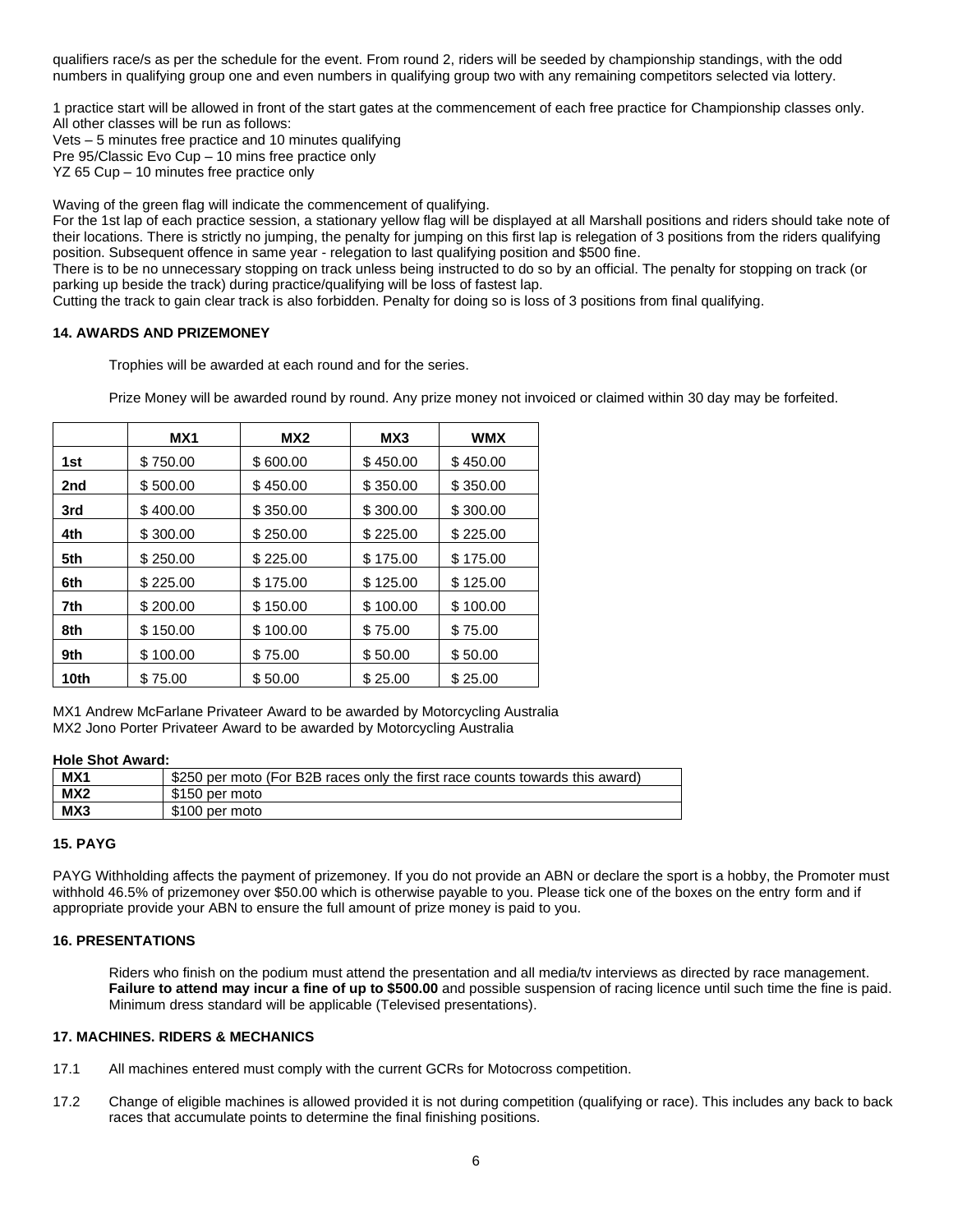qualifiers race/s as per the schedule for the event. From round 2, riders will be seeded by championship standings, with the odd numbers in qualifying group one and even numbers in qualifying group two with any remaining competitors selected via lottery.

1 practice start will be allowed in front of the start gates at the commencement of each free practice for Championship classes only. All other classes will be run as follows:
Vets – 5 minutes free practice and 10 minutes qualifying
Pre 95/Classic Evo Cup – 10 mins free practice only
YZ 65 Cup – 10 minutes free practice only

Waving of the green flag will indicate the commencement of qualifying.
For the 1st lap of each practice session, a stationary yellow flag will be displayed at all Marshall positions and riders should take note of their locations. There is strictly no jumping, the penalty for jumping on this first lap is relegation of 3 positions from the riders qualifying position. Subsequent offence in same year - relegation to last qualifying position and $500 fine.
There is to be no unnecessary stopping on track unless being instructed to do so by an official. The penalty for stopping on track (or parking up beside the track) during practice/qualifying will be loss of fastest lap.
Cutting the track to gain clear track is also forbidden. Penalty for doing so is loss of 3 positions from final qualifying.

#### 14. AWARDS AND PRIZEMONEY

Trophies will be awarded at each round and for the series.

Prize Money will be awarded round by round. Any prize money not invoiced or claimed within 30 day may be forfeited.

| | MX1 | MX2 | MX3 | WMX |
|---|---|---|---|---|
| **1st** | $ 750.00 | $ 600.00 | $ 450.00 | $ 450.00 |
| **2nd** | $ 500.00 | $ 450.00 | $ 350.00 | $ 350.00 |
| **3rd** | $ 400.00 | $ 350.00 | $ 300.00 | $ 300.00 |
| **4th** | $ 300.00 | $ 250.00 | $ 225.00 | $ 225.00 |
| **5th** | $ 250.00 | $ 225.00 | $ 175.00 | $ 175.00 |
| **6th** | $ 225.00 | $ 175.00 | $ 125.00 | $ 125.00 |
| **7th** | $ 200.00 | $ 150.00 | $ 100.00 | $ 100.00 |
| **8th** | $ 150.00 | $ 100.00 | $ 75.00 | $ 75.00 |
| **9th** | $ 100.00 | $ 75.00 | $ 50.00 | $ 50.00 |
| **10th** | $ 75.00 | $ 50.00 | $ 25.00 | $ 25.00 |

MX1 Andrew McFarlane Privateer Award to be awarded by Motorcycling Australia
MX2 Jono Porter Privateer Award to be awarded by Motorcycling Australia

**Hole Shot Award:**

| | |
|---|---|
| **MX1** | $250 per moto (For B2B races only the first race counts towards this award) |
| **MX2** | $150 per moto |
| **MX3** | $100 per moto |

#### 15. PAYG

PAYG Withholding affects the payment of prizemoney. If you do not provide an ABN or declare the sport is a hobby, the Promoter must withhold 46.5% of prizemoney over $50.00 which is otherwise payable to you. Please tick one of the boxes on the entry form and if appropriate provide your ABN to ensure the full amount of prize money is paid to you.

#### 16. PRESENTATIONS

Riders who finish on the podium must attend the presentation and all media/tv interviews as directed by race management. **Failure to attend may incur a fine of up to $500.00** and possible suspension of racing licence until such time the fine is paid. Minimum dress standard will be applicable (Televised presentations).

#### 17. MACHINES. RIDERS & MECHANICS

17.1 All machines entered must comply with the current GCRs for Motocross competition.

17.2 Change of eligible machines is allowed provided it is not during competition (qualifying or race). This includes any back to back races that accumulate points to determine the final finishing positions.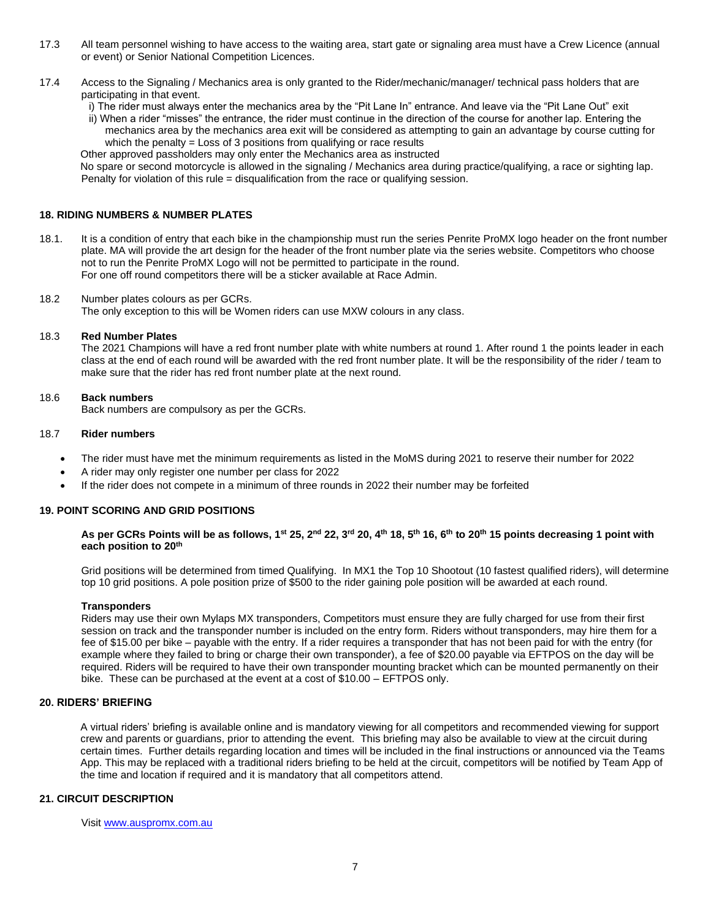17.3 All team personnel wishing to have access to the waiting area, start gate or signaling area must have a Crew Licence (annual or event) or Senior National Competition Licences.

17.4 Access to the Signaling / Mechanics area is only granted to the Rider/mechanic/manager/ technical pass holders that are participating in that event.

i) The rider must always enter the mechanics area by the "Pit Lane In" entrance. And leave via the "Pit Lane Out" exit

ii) When a rider "misses" the entrance, the rider must continue in the direction of the course for another lap. Entering the mechanics area by the mechanics area exit will be considered as attempting to gain an advantage by course cutting for which the penalty = Loss of 3 positions from qualifying or race results

Other approved passholders may only enter the Mechanics area as instructed

No spare or second motorcycle is allowed in the signaling / Mechanics area during practice/qualifying, a race or sighting lap. Penalty for violation of this rule = disqualification from the race or qualifying session.

## 18. RIDING NUMBERS & NUMBER PLATES

18.1. It is a condition of entry that each bike in the championship must run the series Penrite ProMX logo header on the front number plate. MA will provide the art design for the header of the front number plate via the series website. Competitors who choose not to run the Penrite ProMX Logo will not be permitted to participate in the round. For one off round competitors there will be a sticker available at Race Admin.

18.2 Number plates colours as per GCRs. The only exception to this will be Women riders can use MXW colours in any class.

18.3 **Red Number Plates**

The 2021 Champions will have a red front number plate with white numbers at round 1. After round 1 the points leader in each class at the end of each round will be awarded with the red front number plate. It will be the responsibility of the rider / team to make sure that the rider has red front number plate at the next round.

18.6 **Back numbers**

Back numbers are compulsory as per the GCRs.

18.7 **Rider numbers**

- The rider must have met the minimum requirements as listed in the MoMS during 2021 to reserve their number for 2022
- A rider may only register one number per class for 2022
- If the rider does not compete in a minimum of three rounds in 2022 their number may be forfeited

## 19. POINT SCORING AND GRID POSITIONS

**As per GCRs Points will be as follows, 1st 25, 2nd 22, 3rd 20, 4th 18, 5th 16, 6th to 20th 15 points decreasing 1 point with each position to 20th**

Grid positions will be determined from timed Qualifying. In MX1 the Top 10 Shootout (10 fastest qualified riders), will determine top 10 grid positions. A pole position prize of $500 to the rider gaining pole position will be awarded at each round.

**Transponders**

Riders may use their own Mylaps MX transponders, Competitors must ensure they are fully charged for use from their first session on track and the transponder number is included on the entry form. Riders without transponders, may hire them for a fee of $15.00 per bike – payable with the entry. If a rider requires a transponder that has not been paid for with the entry (for example where they failed to bring or charge their own transponder), a fee of $20.00 payable via EFTPOS on the day will be required. Riders will be required to have their own transponder mounting bracket which can be mounted permanently on their bike. These can be purchased at the event at a cost of $10.00 – EFTPOS only.

## 20. RIDERS' BRIEFING

A virtual riders' briefing is available online and is mandatory viewing for all competitors and recommended viewing for support crew and parents or guardians, prior to attending the event. This briefing may also be available to view at the circuit during certain times. Further details regarding location and times will be included in the final instructions or announced via the Teams App. This may be replaced with a traditional riders briefing to be held at the circuit, competitors will be notified by Team App of the time and location if required and it is mandatory that all competitors attend.

## 21. CIRCUIT DESCRIPTION

Visit [www.auspromx.com.au](http://www.auspromx.com.au)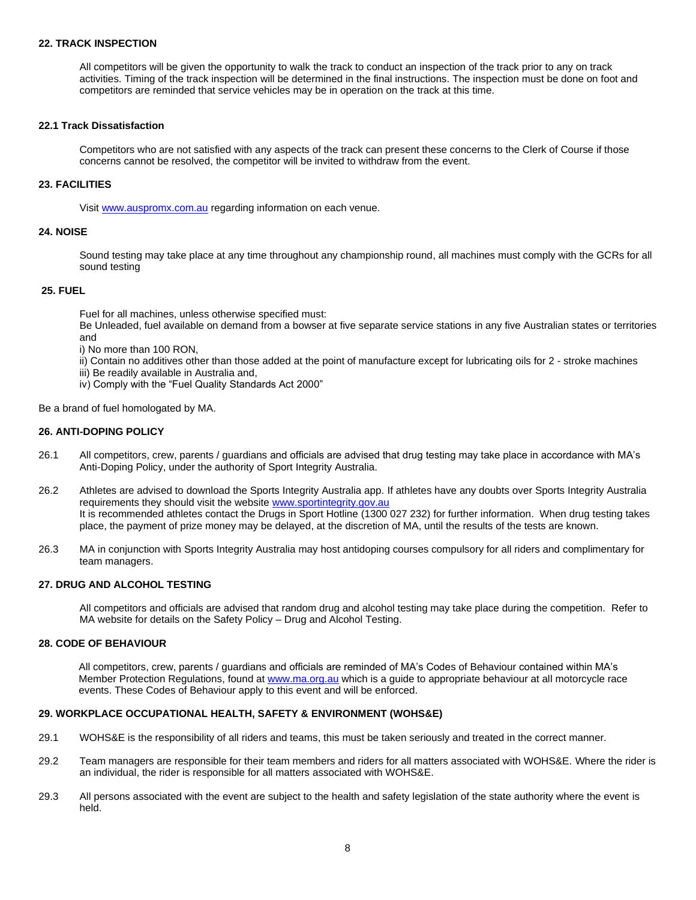## 22. TRACK INSPECTION

All competitors will be given the opportunity to walk the track to conduct an inspection of the track prior to any on track activities. Timing of the track inspection will be determined in the final instructions. The inspection must be done on foot and competitors are reminded that service vehicles may be in operation on the track at this time.

### 22.1 Track Dissatisfaction

Competitors who are not satisfied with any aspects of the track can present these concerns to the Clerk of Course if those concerns cannot be resolved, the competitor will be invited to withdraw from the event.

## 23. FACILITIES

Visit [www.auspromx.com.au](www.auspromx.com.au) regarding information on each venue.

## 24. NOISE

Sound testing may take place at any time throughout any championship round, all machines must comply with the GCRs for all sound testing

## 25. FUEL

Fuel for all machines, unless otherwise specified must:

Be Unleaded, fuel available on demand from a bowser at five separate service stations in any five Australian states or territories and

i) No more than 100 RON,

ii) Contain no additives other than those added at the point of manufacture except for lubricating oils for 2 - stroke machines

iii) Be readily available in Australia and,

iv) Comply with the "Fuel Quality Standards Act 2000"

Be a brand of fuel homologated by MA.

## 26. ANTI-DOPING POLICY

26.1 All competitors, crew, parents / guardians and officials are advised that drug testing may take place in accordance with MA's Anti-Doping Policy, under the authority of Sport Integrity Australia.

26.2 Athletes are advised to download the Sports Integrity Australia app. If athletes have any doubts over Sports Integrity Australia requirements they should visit the website [www.sportintegrity.gov.au](www.sportintegrity.gov.au)
It is recommended athletes contact the Drugs in Sport Hotline (1300 027 232) for further information. When drug testing takes place, the payment of prize money may be delayed, at the discretion of MA, until the results of the tests are known.

26.3 MA in conjunction with Sports Integrity Australia may host antidoping courses compulsory for all riders and complimentary for team managers.

## 27. DRUG AND ALCOHOL TESTING

All competitors and officials are advised that random drug and alcohol testing may take place during the competition. Refer to MA website for details on the Safety Policy – Drug and Alcohol Testing.

## 28. CODE OF BEHAVIOUR

All competitors, crew, parents / guardians and officials are reminded of MA's Codes of Behaviour contained within MA's Member Protection Regulations, found at [www.ma.org.au](www.ma.org.au) which is a guide to appropriate behaviour at all motorcycle race events. These Codes of Behaviour apply to this event and will be enforced.

## 29. WORKPLACE OCCUPATIONAL HEALTH, SAFETY & ENVIRONMENT (WOHS&E)

29.1 WOHS&E is the responsibility of all riders and teams, this must be taken seriously and treated in the correct manner.

29.2 Team managers are responsible for their team members and riders for all matters associated with WOHS&E. Where the rider is an individual, the rider is responsible for all matters associated with WOHS&E.

29.3 All persons associated with the event are subject to the health and safety legislation of the state authority where the event is held.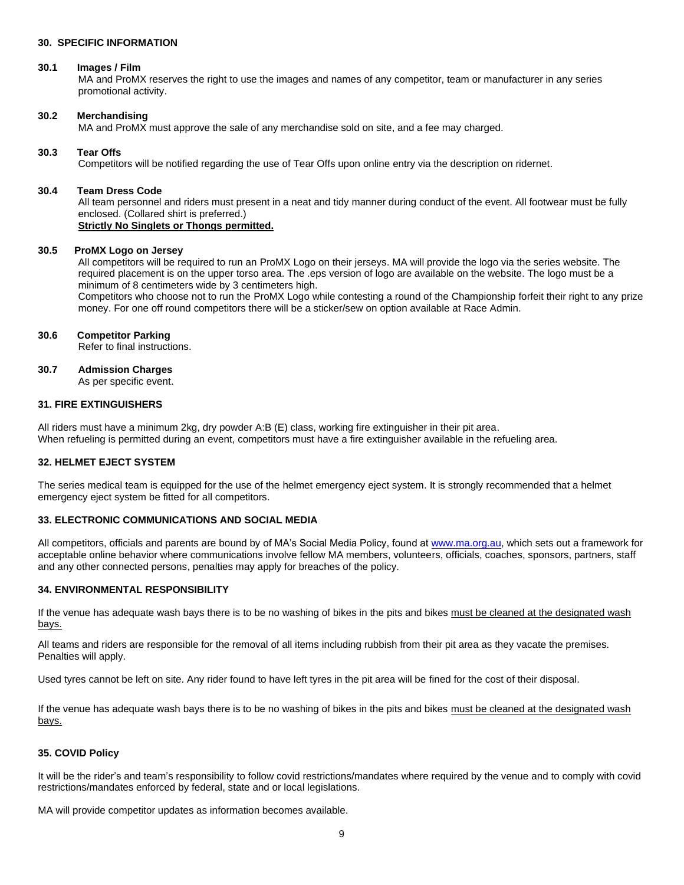## 30. SPECIFIC INFORMATION

### 30.1 Images / Film

MA and ProMX reserves the right to use the images and names of any competitor, team or manufacturer in any series promotional activity.

### 30.2 Merchandising

MA and ProMX must approve the sale of any merchandise sold on site, and a fee may charged.

### 30.3 Tear Offs

Competitors will be notified regarding the use of Tear Offs upon online entry via the description on ridernet.

### 30.4 Team Dress Code

All team personnel and riders must present in a neat and tidy manner during conduct of the event. All footwear must be fully enclosed. (Collared shirt is preferred.)

**Strictly No Singlets or Thongs permitted.**

### 30.5 ProMX Logo on Jersey

All competitors will be required to run an ProMX Logo on their jerseys. MA will provide the logo via the series website. The required placement is on the upper torso area. The .eps version of logo are available on the website. The logo must be a minimum of 8 centimeters wide by 3 centimeters high.

Competitors who choose not to run the ProMX Logo while contesting a round of the Championship forfeit their right to any prize money. For one off round competitors there will be a sticker/sew on option available at Race Admin.

### 30.6 Competitor Parking

Refer to final instructions.

### 30.7 Admission Charges

As per specific event.

## 31. FIRE EXTINGUISHERS

All riders must have a minimum 2kg, dry powder A:B (E) class, working fire extinguisher in their pit area.
When refueling is permitted during an event, competitors must have a fire extinguisher available in the refueling area.

## 32. HELMET EJECT SYSTEM

The series medical team is equipped for the use of the helmet emergency eject system. It is strongly recommended that a helmet emergency eject system be fitted for all competitors.

## 33. ELECTRONIC COMMUNICATIONS AND SOCIAL MEDIA

All competitors, officials and parents are bound by of MA's Social Media Policy, found at [www.ma.org.au](http://www.ma.org.au), which sets out a framework for acceptable online behavior where communications involve fellow MA members, volunteers, officials, coaches, sponsors, partners, staff and any other connected persons, penalties may apply for breaches of the policy.

## 34. ENVIRONMENTAL RESPONSIBILITY

If the venue has adequate wash bays there is to be no washing of bikes in the pits and bikes must be cleaned at the designated wash bays.

All teams and riders are responsible for the removal of all items including rubbish from their pit area as they vacate the premises. Penalties will apply.

Used tyres cannot be left on site. Any rider found to have left tyres in the pit area will be fined for the cost of their disposal.

If the venue has adequate wash bays there is to be no washing of bikes in the pits and bikes must be cleaned at the designated wash bays.

## 35. COVID Policy

It will be the rider's and team's responsibility to follow covid restrictions/mandates where required by the venue and to comply with covid restrictions/mandates enforced by federal, state and or local legislations.

MA will provide competitor updates as information becomes available.